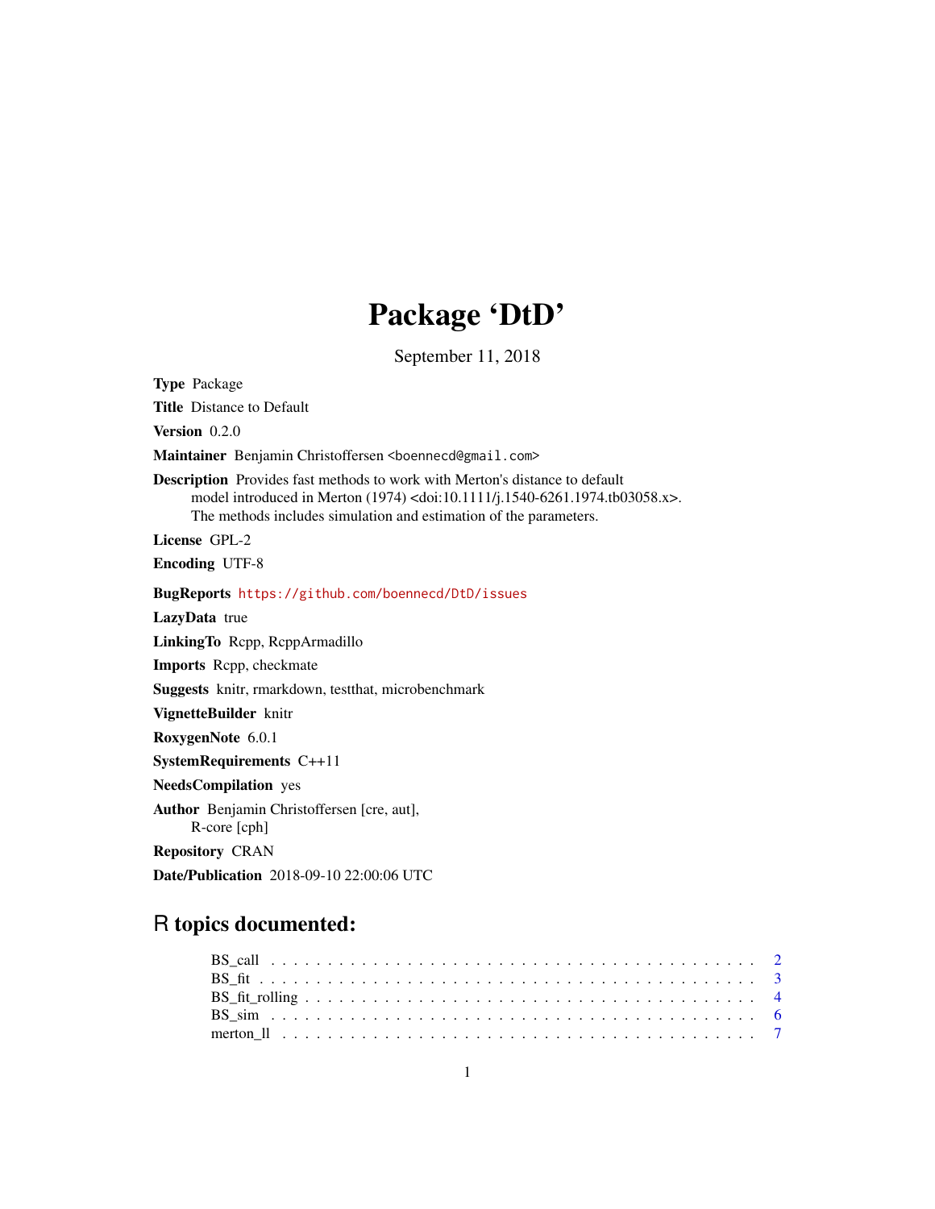# Package 'DtD'

September 11, 2018

**Type** Package

**Title** Distance to Default

**Version** 0.2.0

**Maintainer** Benjamin Christoffersen <boennecd@gmail.com>

**Description** Provides fast methods to work with Merton's distance to default model introduced in Merton (1974) <doi:10.1111/j.1540-6261.1974.tb03058.x>. The methods includes simulation and estimation of the parameters.

**License** GPL-2

**Encoding** UTF-8

**BugReports** https://github.com/boennecd/DtD/issues

**LazyData** true

**LinkingTo** Rcpp, RcppArmadillo

**Imports** Rcpp, checkmate

**Suggests** knitr, rmarkdown, testthat, microbenchmark

**VignetteBuilder** knitr

**RoxygenNote** 6.0.1

**SystemRequirements** C++11

**NeedsCompilation** yes

**Author** Benjamin Christoffersen [cre, aut], R-core [cph]

**Repository** CRAN

**Date/Publication** 2018-09-10 22:00:06 UTC

## R topics documented:

- BS_call . . . . . . . . . . . . . . . . . . . . . . . . . . . . . . . . . . . . . . . . . . 2
- BS_fit . . . . . . . . . . . . . . . . . . . . . . . . . . . . . . . . . . . . . . . . . . . 3
- BS_fit_rolling . . . . . . . . . . . . . . . . . . . . . . . . . . . . . . . . . . . . . . . 4
- BS_sim . . . . . . . . . . . . . . . . . . . . . . . . . . . . . . . . . . . . . . . . . . . 6
- merton_ll . . . . . . . . . . . . . . . . . . . . . . . . . . . . . . . . . . . . . . . . . 7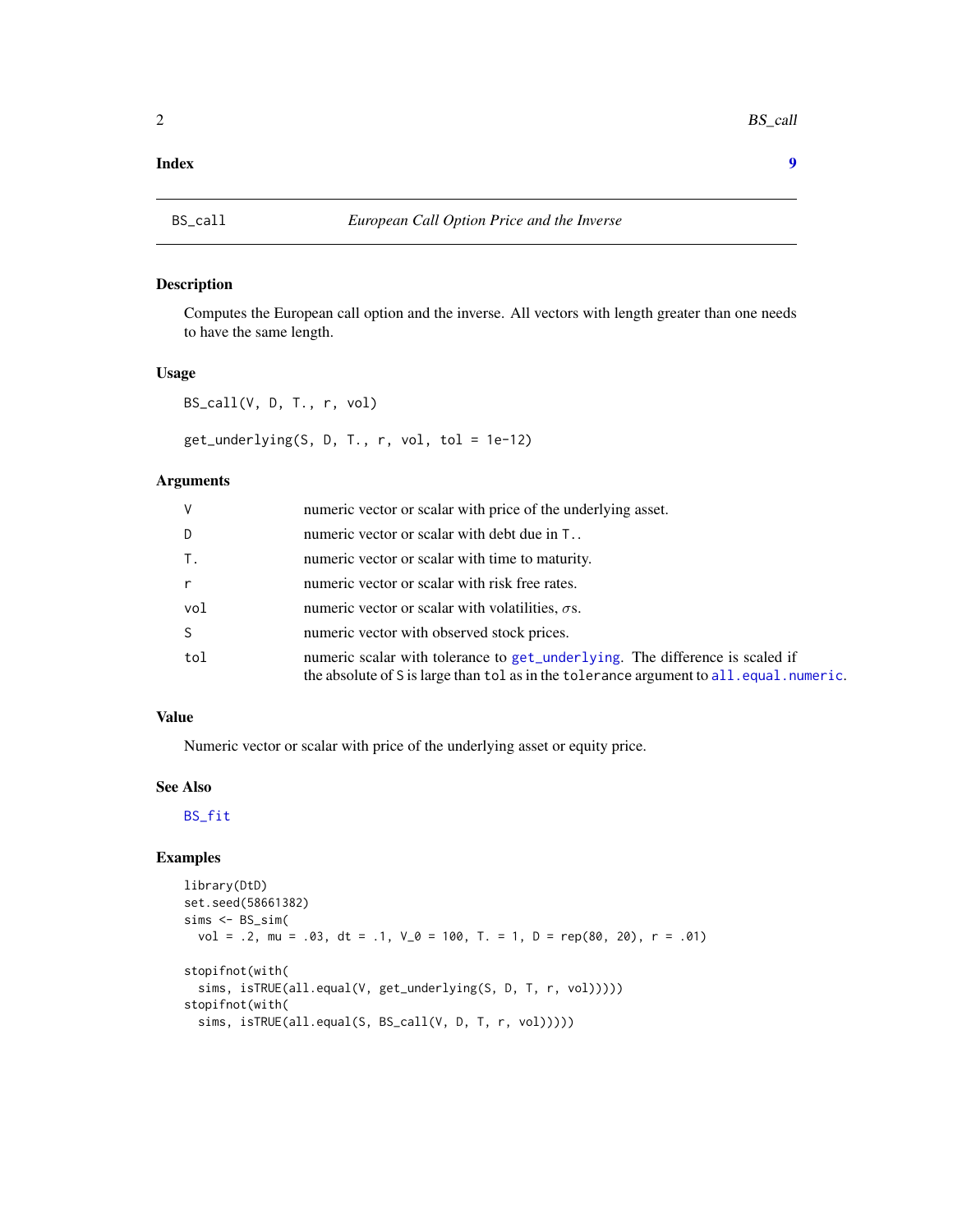**Index** **9**

---

## BS_call — *European Call Option Price and the Inverse*

---

### Description

Computes the European call option and the inverse. All vectors with length greater than one needs to have the same length.

### Usage

```
BS_call(V, D, T., r, vol)

get_underlying(S, D, T., r, vol, tol = 1e-12)
```

### Arguments

| | |
|---|---|
| `V` | numeric vector or scalar with price of the underlying asset. |
| `D` | numeric vector or scalar with debt due in `T.`. |
| `T.` | numeric vector or scalar with time to maturity. |
| `r` | numeric vector or scalar with risk free rates. |
| `vol` | numeric vector or scalar with volatilities, $\sigma$s. |
| `S` | numeric vector with observed stock prices. |
| `tol` | numeric scalar with tolerance to `get_underlying`. The difference is scaled if the absolute of `S` is large than `tol` as in the `tolerance` argument to `all.equal.numeric`. |

### Value

Numeric vector or scalar with price of the underlying asset or equity price.

### See Also

`BS_fit`

### Examples

```
library(DtD)
set.seed(58661382)
sims <- BS_sim(
  vol = .2, mu = .03, dt = .1, V_0 = 100, T. = 1, D = rep(80, 20), r = .01)

stopifnot(with(
  sims, isTRUE(all.equal(V, get_underlying(S, D, T, r, vol)))))
stopifnot(with(
  sims, isTRUE(all.equal(S, BS_call(V, D, T, r, vol)))))
```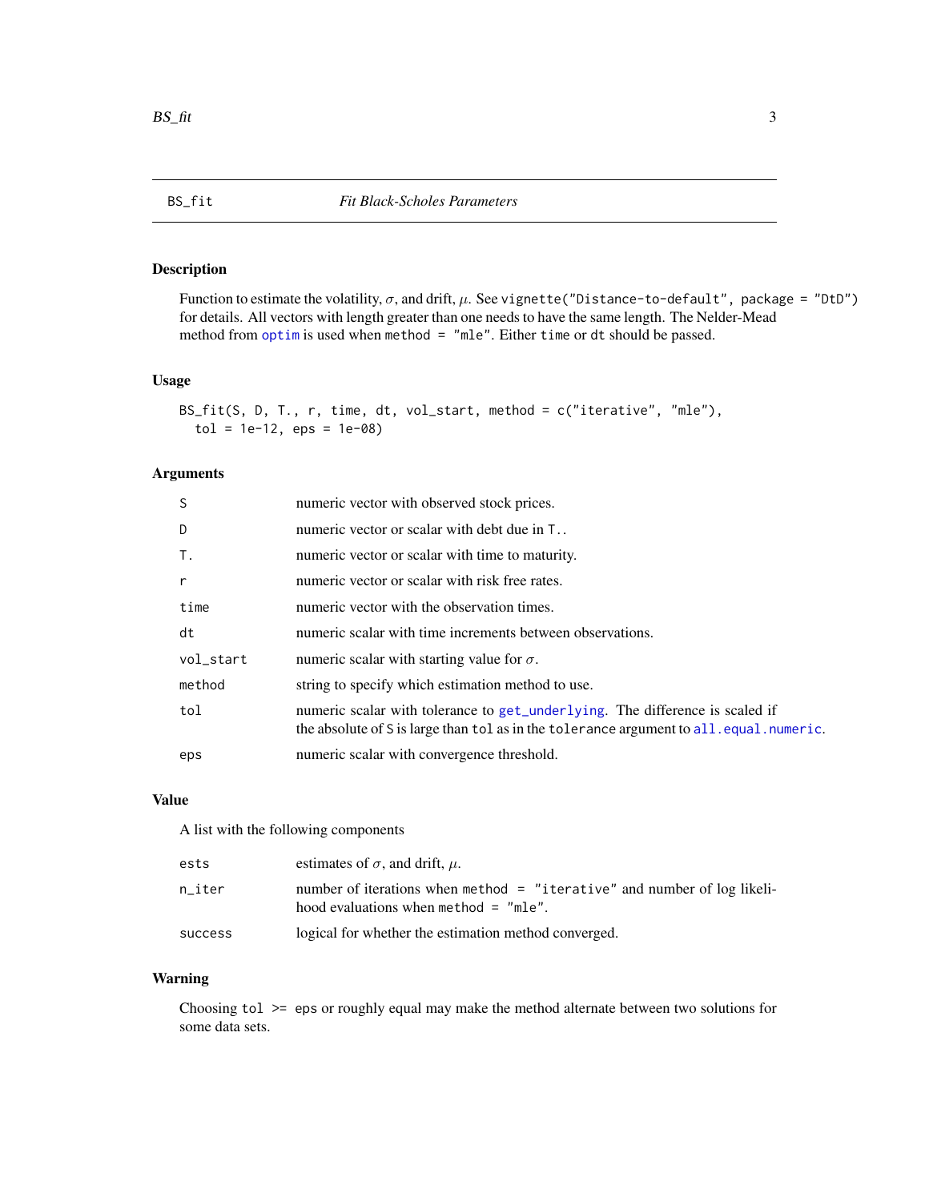## BS_fit — *Fit Black-Scholes Parameters*

### Description

Function to estimate the volatility, $\sigma$, and drift, $\mu$. See `vignette("Distance-to-default", package = "DtD")` for details. All vectors with length greater than one needs to have the same length. The Nelder-Mead method from `optim` is used when `method = "mle"`. Either `time` or `dt` should be passed.

### Usage

```
BS_fit(S, D, T., r, time, dt, vol_start, method = c("iterative", "mle"),
  tol = 1e-12, eps = 1e-08)
```

### Arguments

| | |
|---|---|
| `S` | numeric vector with observed stock prices. |
| `D` | numeric vector or scalar with debt due in `T.`. |
| `T.` | numeric vector or scalar with time to maturity. |
| `r` | numeric vector or scalar with risk free rates. |
| `time` | numeric vector with the observation times. |
| `dt` | numeric scalar with time increments between observations. |
| `vol_start` | numeric scalar with starting value for $\sigma$. |
| `method` | string to specify which estimation method to use. |
| `tol` | numeric scalar with tolerance to `get_underlying`. The difference is scaled if the absolute of `S` is large than `tol` as in the `tolerance` argument to `all.equal.numeric`. |
| `eps` | numeric scalar with convergence threshold. |

### Value

A list with the following components

| | |
|---|---|
| `ests` | estimates of $\sigma$, and drift, $\mu$. |
| `n_iter` | number of iterations when `method = "iterative"` and number of log likelihood evaluations when `method = "mle"`. |
| `success` | logical for whether the estimation method converged. |

### Warning

Choosing `tol >= eps` or roughly equal may make the method alternate between two solutions for some data sets.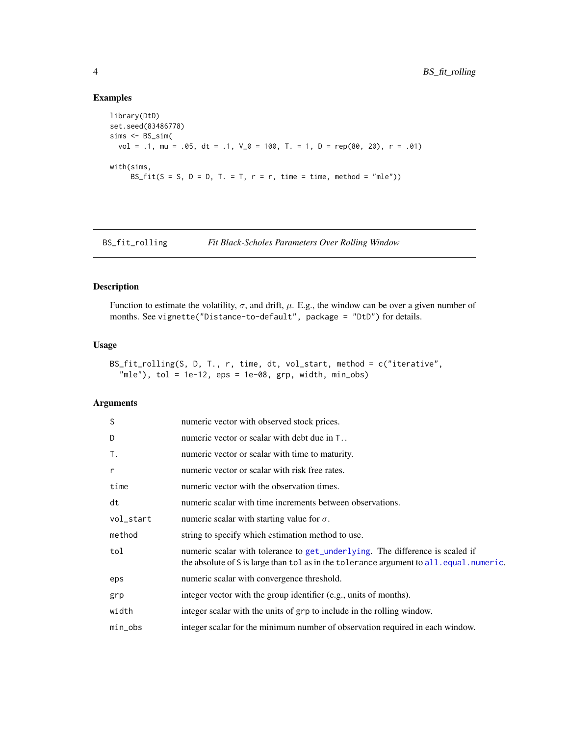## Examples

```
library(DtD)
set.seed(83486778)
sims <- BS_sim(
  vol = .1, mu = .05, dt = .1, V_0 = 100, T. = 1, D = rep(80, 20), r = .01)

with(sims,
     BS_fit(S = S, D = D, T. = T, r = r, time = time, method = "mle"))
```

---

## BS_fit_rolling — *Fit Black-Scholes Parameters Over Rolling Window*

---

### Description

Function to estimate the volatility, $\sigma$, and drift, $\mu$. E.g., the window can be over a given number of months. See `vignette("Distance-to-default", package = "DtD")` for details.

### Usage

```
BS_fit_rolling(S, D, T., r, time, dt, vol_start, method = c("iterative",
  "mle"), tol = 1e-12, eps = 1e-08, grp, width, min_obs)
```

### Arguments

| | |
|---|---|
| `S` | numeric vector with observed stock prices. |
| `D` | numeric vector or scalar with debt due in `T.`. |
| `T.` | numeric vector or scalar with time to maturity. |
| `r` | numeric vector or scalar with risk free rates. |
| `time` | numeric vector with the observation times. |
| `dt` | numeric scalar with time increments between observations. |
| `vol_start` | numeric scalar with starting value for $\sigma$. |
| `method` | string to specify which estimation method to use. |
| `tol` | numeric scalar with tolerance to `get_underlying`. The difference is scaled if the absolute of `S` is large than `tol` as in the `tolerance` argument to `all.equal.numeric`. |
| `eps` | numeric scalar with convergence threshold. |
| `grp` | integer vector with the group identifier (e.g., units of months). |
| `width` | integer scalar with the units of `grp` to include in the rolling window. |
| `min_obs` | integer scalar for the minimum number of observation required in each window. |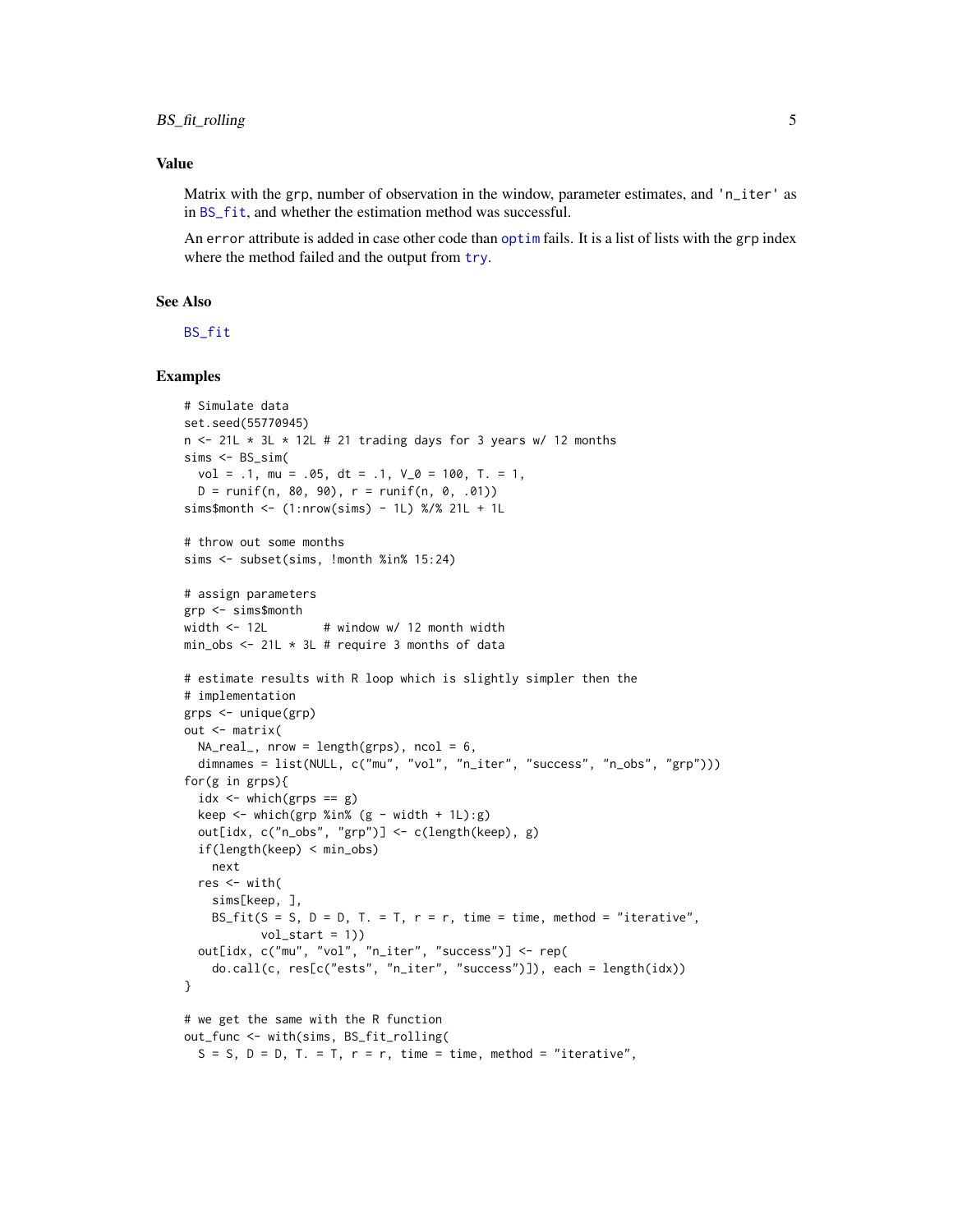### Value

Matrix with the grp, number of observation in the window, parameter estimates, and 'n_iter' as in BS_fit, and whether the estimation method was successful.

An error attribute is added in case other code than optim fails. It is a list of lists with the grp index where the method failed and the output from try.

### See Also

BS_fit

### Examples

```
# Simulate data
set.seed(55770945)
n <- 21L * 3L * 12L # 21 trading days for 3 years w/ 12 months
sims <- BS_sim(
  vol = .1, mu = .05, dt = .1, V_0 = 100, T. = 1,
  D = runif(n, 80, 90), r = runif(n, 0, .01))
sims$month <- (1:nrow(sims) - 1L) %/% 21L + 1L

# throw out some months
sims <- subset(sims, !month %in% 15:24)

# assign parameters
grp <- sims$month
width <- 12L        # window w/ 12 month width
min_obs <- 21L * 3L # require 3 months of data

# estimate results with R loop which is slightly simpler then the
# implementation
grps <- unique(grp)
out <- matrix(
  NA_real_, nrow = length(grps), ncol = 6,
  dimnames = list(NULL, c("mu", "vol", "n_iter", "success", "n_obs", "grp")))
for(g in grps){
  idx <- which(grps == g)
  keep <- which(grp %in% (g - width + 1L):g)
  out[idx, c("n_obs", "grp")] <- c(length(keep), g)
  if(length(keep) < min_obs)
    next
  res <- with(
    sims[keep, ],
    BS_fit(S = S, D = D, T. = T, r = r, time = time, method = "iterative",
           vol_start = 1))
  out[idx, c("mu", "vol", "n_iter", "success")] <- rep(
    do.call(c, res[c("ests", "n_iter", "success")]), each = length(idx))
}

# we get the same with the R function
out_func <- with(sims, BS_fit_rolling(
  S = S, D = D, T. = T, r = r, time = time, method = "iterative",
```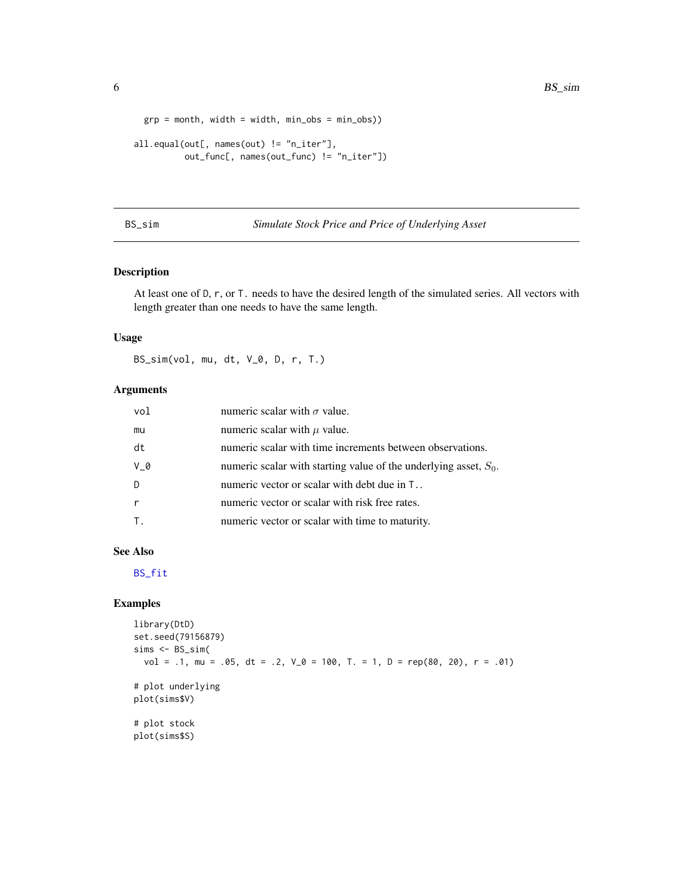```
  grp = month, width = width, min_obs = min_obs))

all.equal(out[, names(out) != "n_iter"],
          out_func[, names(out_func) != "n_iter"])
```

## BS_sim — *Simulate Stock Price and Price of Underlying Asset*

### Description

At least one of D, r, or T. needs to have the desired length of the simulated series. All vectors with length greater than one needs to have the same length.

### Usage

```
BS_sim(vol, mu, dt, V_0, D, r, T.)
```

### Arguments

| | |
|---|---|
| vol | numeric scalar with $\sigma$ value. |
| mu | numeric scalar with $\mu$ value. |
| dt | numeric scalar with time increments between observations. |
| V_0 | numeric scalar with starting value of the underlying asset, $S_0$. |
| D | numeric vector or scalar with debt due in T.. |
| r | numeric vector or scalar with risk free rates. |
| T. | numeric vector or scalar with time to maturity. |

### See Also

BS_fit

### Examples

```
library(DtD)
set.seed(79156879)
sims <- BS_sim(
  vol = .1, mu = .05, dt = .2, V_0 = 100, T. = 1, D = rep(80, 20), r = .01)

# plot underlying
plot(sims$V)

# plot stock
plot(sims$S)
```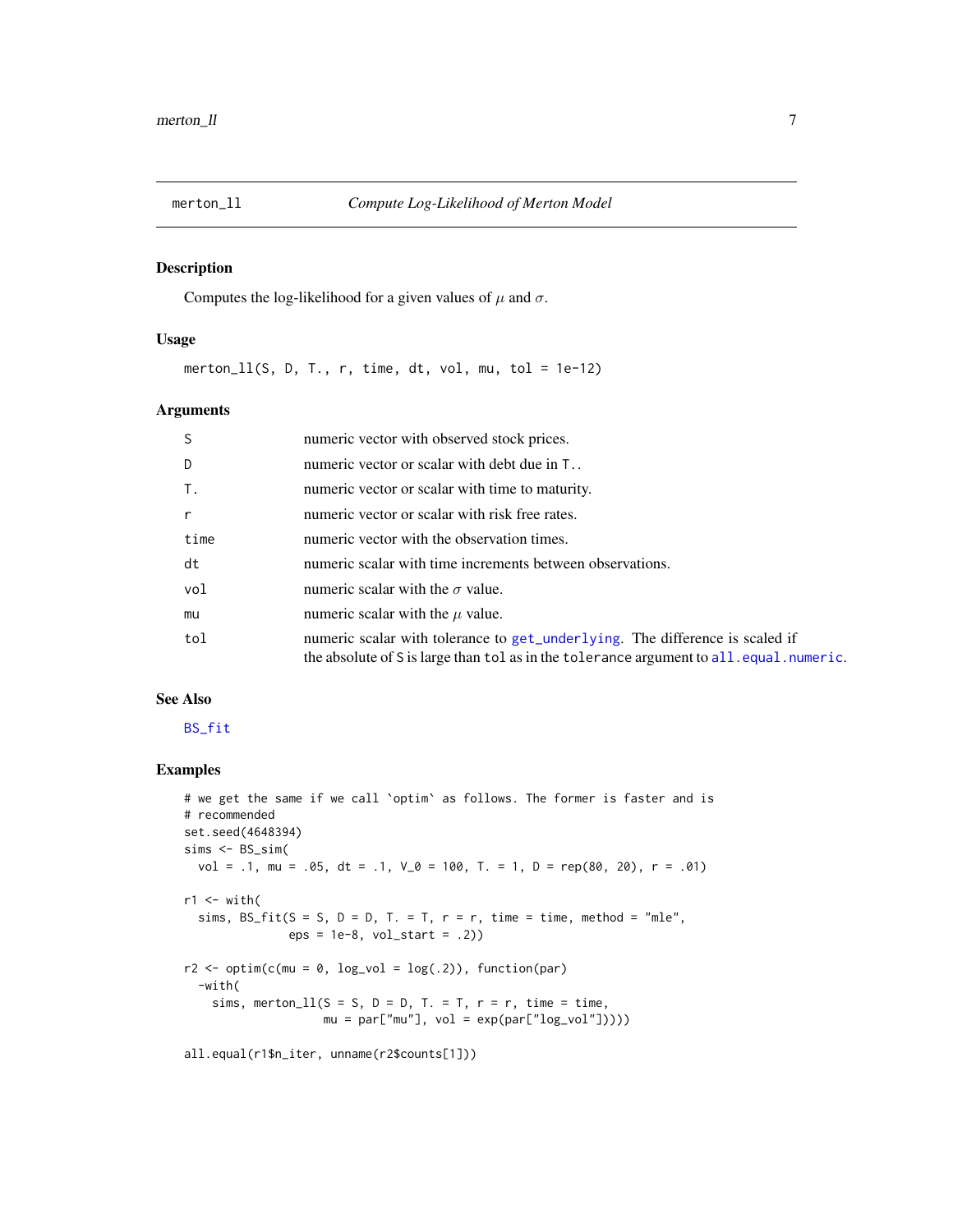## merton_ll — *Compute Log-Likelihood of Merton Model*

### Description

Computes the log-likelihood for a given values of $\mu$ and $\sigma$.

### Usage

```
merton_ll(S, D, T., r, time, dt, vol, mu, tol = 1e-12)
```

### Arguments

| Argument | Description |
|---|---|
| S | numeric vector with observed stock prices. |
| D | numeric vector or scalar with debt due in T.. |
| T. | numeric vector or scalar with time to maturity. |
| r | numeric vector or scalar with risk free rates. |
| time | numeric vector with the observation times. |
| dt | numeric scalar with time increments between observations. |
| vol | numeric scalar with the $\sigma$ value. |
| mu | numeric scalar with the $\mu$ value. |
| tol | numeric scalar with tolerance to get_underlying. The difference is scaled if the absolute of S is large than tol as in the tolerance argument to all.equal.numeric. |

### See Also

BS_fit

### Examples

```
# we get the same if we call `optim` as follows. The former is faster and is
# recommended
set.seed(4648394)
sims <- BS_sim(
  vol = .1, mu = .05, dt = .1, V_0 = 100, T. = 1, D = rep(80, 20), r = .01)

r1 <- with(
  sims, BS_fit(S = S, D = D, T. = T, r = r, time = time, method = "mle",
               eps = 1e-8, vol_start = .2))

r2 <- optim(c(mu = 0, log_vol = log(.2)), function(par)
  -with(
    sims, merton_ll(S = S, D = D, T. = T, r = r, time = time,
                    mu = par["mu"], vol = exp(par["log_vol"]))))

all.equal(r1$n_iter, unname(r2$counts[1]))
```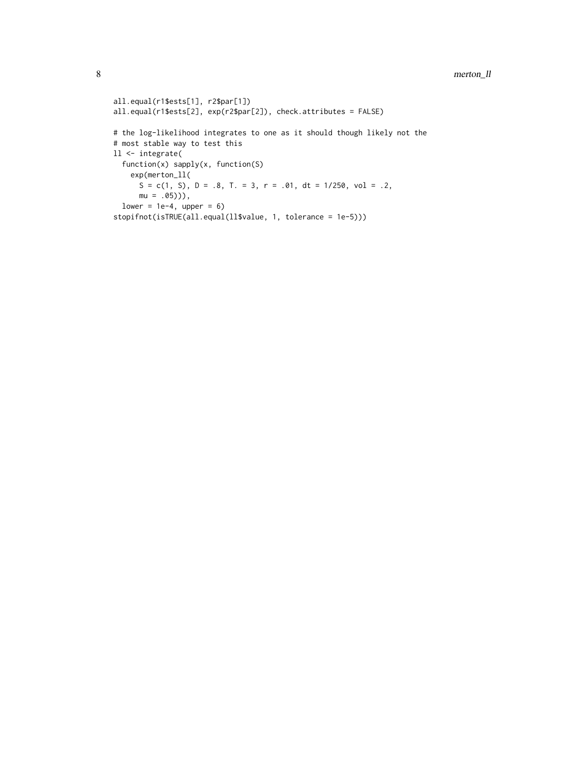```
all.equal(r1$ests[1], r2$par[1])
all.equal(r1$ests[2], exp(r2$par[2]), check.attributes = FALSE)

# the log-likelihood integrates to one as it should though likely not the
# most stable way to test this
ll <- integrate(
  function(x) sapply(x, function(S)
    exp(merton_ll(
      S = c(1, S), D = .8, T. = 3, r = .01, dt = 1/250, vol = .2,
      mu = .05))),
  lower = 1e-4, upper = 6)
stopifnot(isTRUE(all.equal(ll$value, 1, tolerance = 1e-5)))
```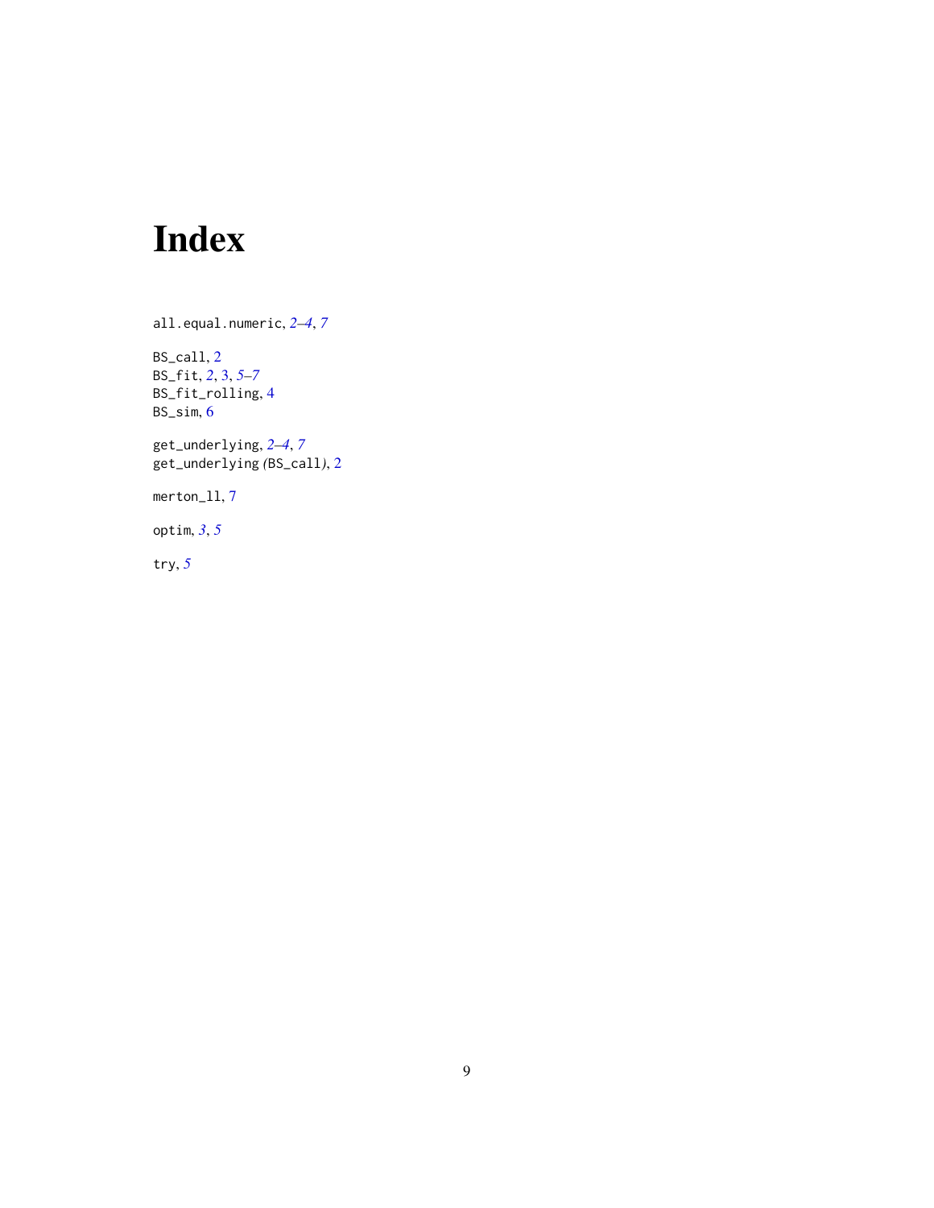# Index

all.equal.numeric, *2–4*, *7*

BS_call, 2
BS_fit, *2*, 3, *5–7*
BS_fit_rolling, 4
BS_sim, 6

get_underlying, *2–4*, *7*
get_underlying *(*BS_call*)*, 2

merton_ll, 7

optim, *3*, *5*

try, *5*